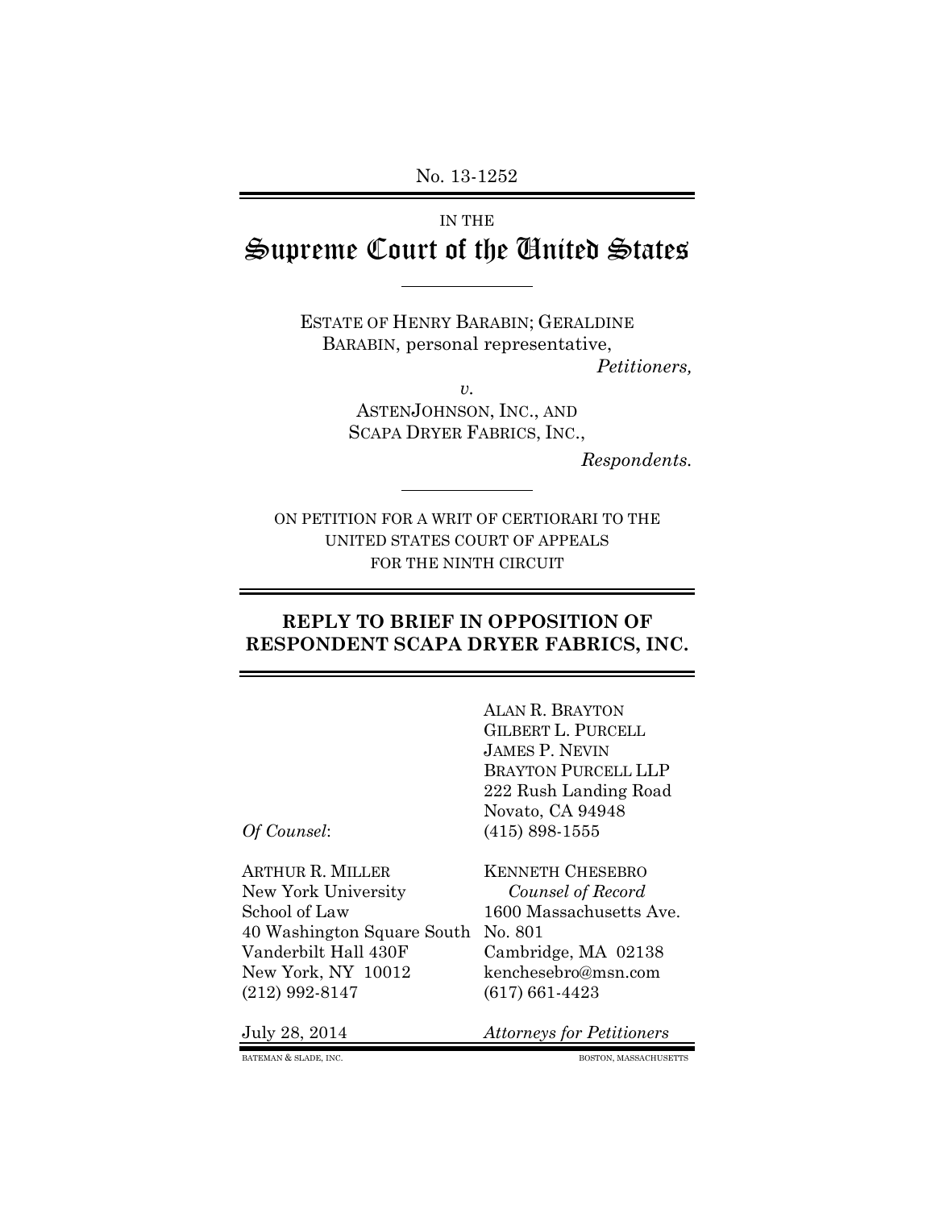No. 13-1252

IN THE

# Supreme Court of the United States

ESTATE OF HENRY BARABIN; GERALDINE BARABIN, personal representative,

*Petitioners,*

*v.*

ASTENJOHNSON, INC., AND SCAPA DRYER FABRICS, INC.,

*Respondents.*

ON PETITION FOR A WRIT OF CERTIORARI TO THE UNITED STATES COURT OF APPEALS FOR THE NINTH CIRCUIT

## REPLY TO BRIEF IN OPPOSITION OF RESPONDENT SCAPA DRYER FABRICS, INC.

ALAN R. BRAYTON
GILBERT L. PURCELL
JAMES P. NEVIN
BRAYTON PURCELL LLP
222 Rush Landing Road
Novato, CA 94948
(415) 898-1555

*Of Counsel*:

ARTHUR R. MILLER
New York University
School of Law
40 Washington Square South
Vanderbilt Hall 430F
New York, NY 10012
(212) 992-8147

KENNETH CHESEBRO
*Counsel of Record*
1600 Massachusetts Ave.
No. 801
Cambridge, MA 02138
kenchesebro@msn.com
(617) 661-4423

July 28, 2014

*Attorneys for Petitioners*

BATEMAN & SLADE, INC. BOSTON, MASSACHUSETTS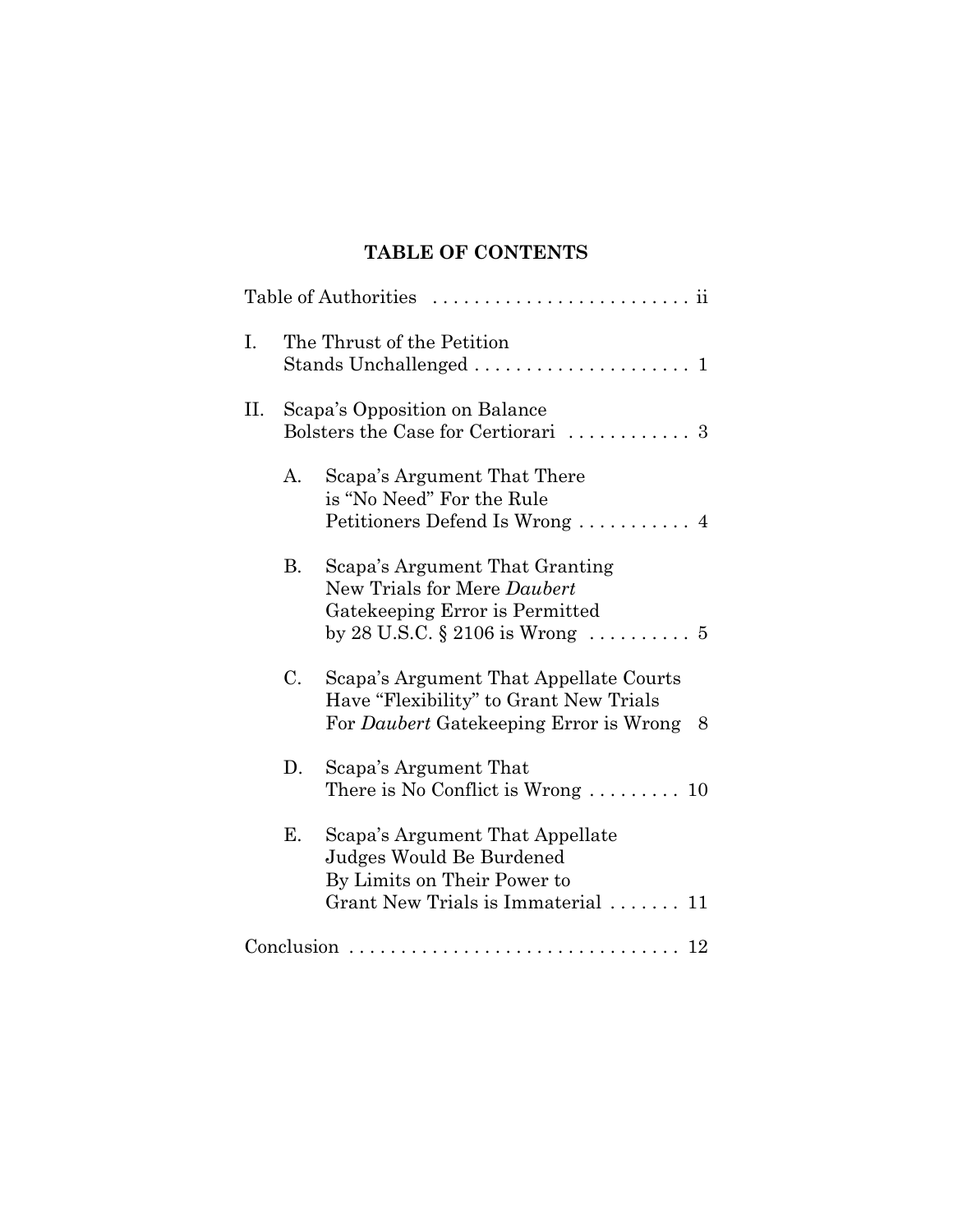## TABLE OF CONTENTS

Table of Authorities . . . . . . . . . . . . . . . . . . . . . . . . . ii

I. The Thrust of the Petition Stands Unchallenged . . . . . . . . . . . . . . . . . . . . . 1

II. Scapa's Opposition on Balance Bolsters the Case for Certiorari . . . . . . . . . . . . 3

  A. Scapa's Argument That There is "No Need" For the Rule Petitioners Defend Is Wrong . . . . . . . . . . . 4

  B. Scapa's Argument That Granting New Trials for Mere *Daubert* Gatekeeping Error is Permitted by 28 U.S.C. § 2106 is Wrong . . . . . . . . . . 5

  C. Scapa's Argument That Appellate Courts Have "Flexibility" to Grant New Trials For *Daubert* Gatekeeping Error is Wrong 8

  D. Scapa's Argument That There is No Conflict is Wrong . . . . . . . . . 10

  E. Scapa's Argument That Appellate Judges Would Be Burdened By Limits on Their Power to Grant New Trials is Immaterial . . . . . . . 11

Conclusion . . . . . . . . . . . . . . . . . . . . . . . . . . . . . . . . 12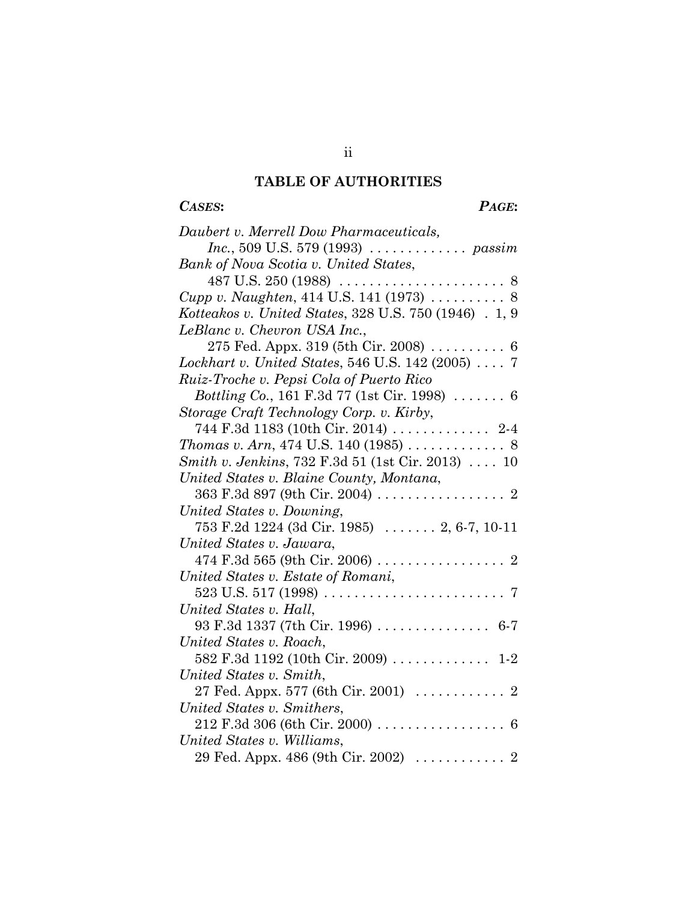## TABLE OF AUTHORITIES

***CASES***: ***PAGE***:

*Daubert v. Merrell Dow Pharmaceuticals, Inc.*, 509 U.S. 579 (1993) . . . . . . . . . . . . . *passim*

*Bank of Nova Scotia v. United States*, 487 U.S. 250 (1988) . . . . . . . . . . . . . . . . . . . . . . 8

*Cupp v. Naughten*, 414 U.S. 141 (1973) . . . . . . . . . . 8

*Kotteakos v. United States*, 328 U.S. 750 (1946) . 1, 9

*LeBlanc v. Chevron USA Inc.*, 275 Fed. Appx. 319 (5th Cir. 2008) . . . . . . . . . . 6

*Lockhart v. United States*, 546 U.S. 142 (2005) . . . . 7

*Ruiz-Troche v. Pepsi Cola of Puerto Rico Bottling Co.*, 161 F.3d 77 (1st Cir. 1998) . . . . . . . 6

*Storage Craft Technology Corp. v. Kirby*, 744 F.3d 1183 (10th Cir. 2014) . . . . . . . . . . . . . 2-4

*Thomas v. Arn*, 474 U.S. 140 (1985) . . . . . . . . . . . . . 8

*Smith v. Jenkins*, 732 F.3d 51 (1st Cir. 2013) . . . . 10

*United States v. Blaine County, Montana*, 363 F.3d 897 (9th Cir. 2004) . . . . . . . . . . . . . . . . . 2

*United States v. Downing*, 753 F.2d 1224 (3d Cir. 1985) . . . . . . . 2, 6-7, 10-11

*United States v. Jawara*, 474 F.3d 565 (9th Cir. 2006) . . . . . . . . . . . . . . . . . 2

*United States v. Estate of Romani*, 523 U.S. 517 (1998) . . . . . . . . . . . . . . . . . . . . . . . . 7

*United States v. Hall*, 93 F.3d 1337 (7th Cir. 1996) . . . . . . . . . . . . . . . 6-7

*United States v. Roach*, 582 F.3d 1192 (10th Cir. 2009) . . . . . . . . . . . . . 1-2

*United States v. Smith*, 27 Fed. Appx. 577 (6th Cir. 2001) . . . . . . . . . . . . 2

*United States v. Smithers*, 212 F.3d 306 (6th Cir. 2000) . . . . . . . . . . . . . . . . . 6

*United States v. Williams*, 29 Fed. Appx. 486 (9th Cir. 2002) . . . . . . . . . . . . 2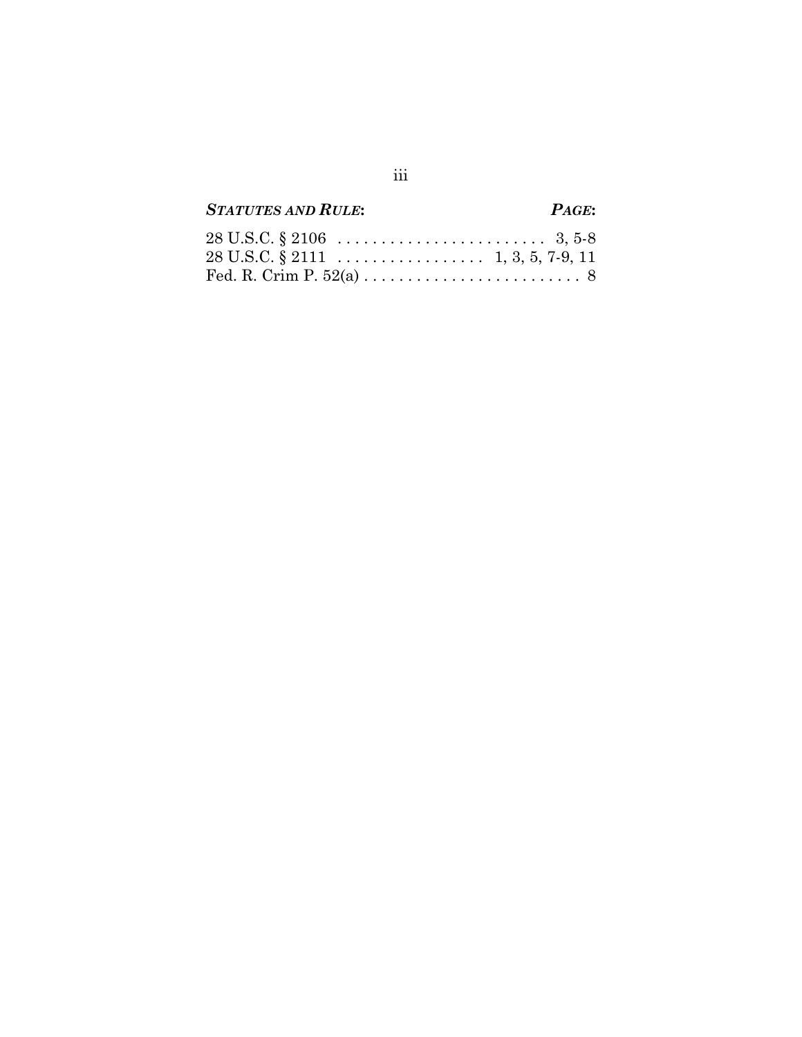| ***STATUTES AND RULE:*** | ***PAGE:*** |
| --- | --- |
| 28 U.S.C. § 2106 | 3, 5-8 |
| 28 U.S.C. § 2111 | 1, 3, 5, 7-9, 11 |
| Fed. R. Crim P. 52(a) | 8 |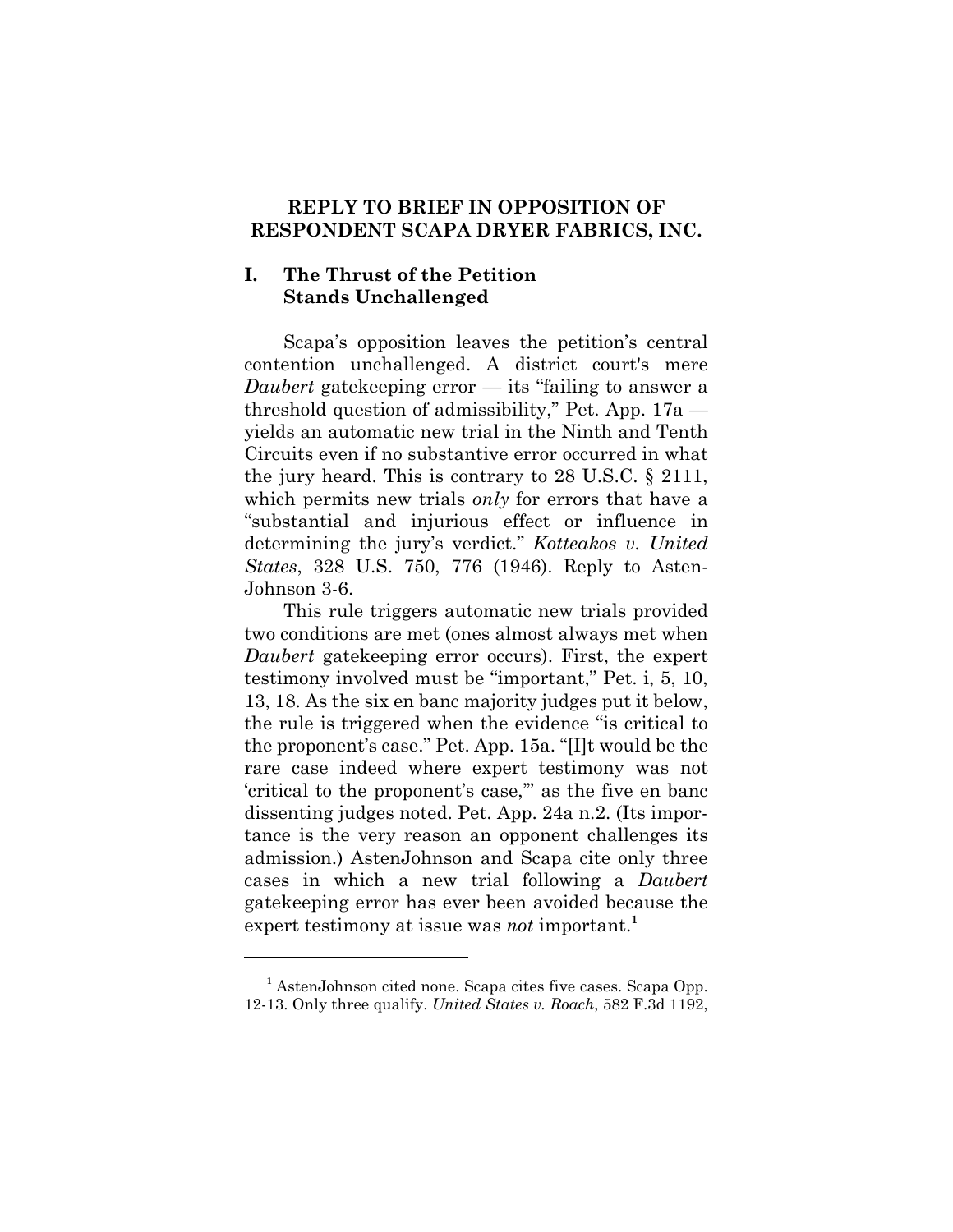## REPLY TO BRIEF IN OPPOSITION OF RESPONDENT SCAPA DRYER FABRICS, INC.

### I. The Thrust of the Petition Stands Unchallenged

Scapa's opposition leaves the petition's central contention unchallenged. A district court's mere *Daubert* gatekeeping error — its "failing to answer a threshold question of admissibility," Pet. App. 17a — yields an automatic new trial in the Ninth and Tenth Circuits even if no substantive error occurred in what the jury heard. This is contrary to 28 U.S.C. § 2111, which permits new trials *only* for errors that have a "substantial and injurious effect or influence in determining the jury's verdict." *Kotteakos v. United States*, 328 U.S. 750, 776 (1946). Reply to Asten-Johnson 3-6.

This rule triggers automatic new trials provided two conditions are met (ones almost always met when *Daubert* gatekeeping error occurs). First, the expert testimony involved must be "important," Pet. i, 5, 10, 13, 18. As the six en banc majority judges put it below, the rule is triggered when the evidence "is critical to the proponent's case." Pet. App. 15a. "[I]t would be the rare case indeed where expert testimony was not 'critical to the proponent's case,'" as the five en banc dissenting judges noted. Pet. App. 24a n.2. (Its importance is the very reason an opponent challenges its admission.) AstenJohnson and Scapa cite only three cases in which a new trial following a *Daubert* gatekeeping error has ever been avoided because the expert testimony at issue was *not* important.[1]

---

[1] AstenJohnson cited none. Scapa cites five cases. Scapa Opp. 12-13. Only three qualify. *United States v. Roach*, 582 F.3d 1192,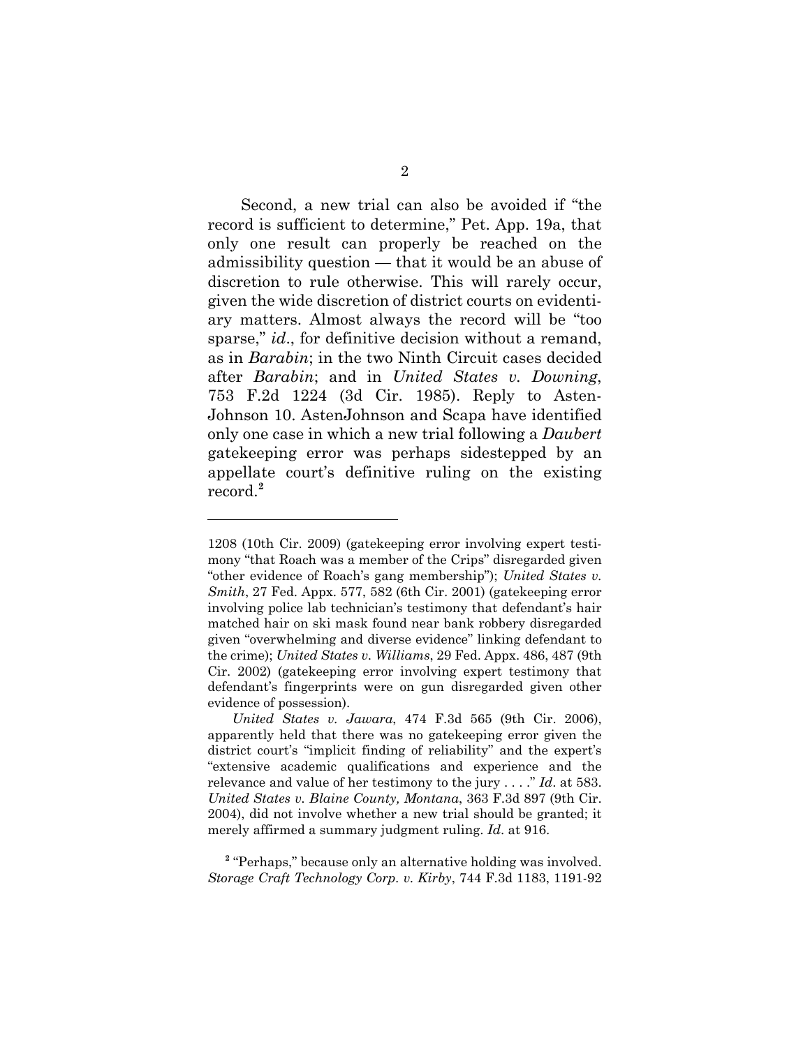Second, a new trial can also be avoided if "the record is sufficient to determine," Pet. App. 19a, that only one result can properly be reached on the admissibility question — that it would be an abuse of discretion to rule otherwise. This will rarely occur, given the wide discretion of district courts on evidentiary matters. Almost always the record will be "too sparse," *id*., for definitive decision without a remand, as in *Barabin*; in the two Ninth Circuit cases decided after *Barabin*; and in *United States v. Downing*, 753 F.2d 1224 (3d Cir. 1985). Reply to Asten-Johnson 10. AstenJohnson and Scapa have identified only one case in which a new trial following a *Daubert* gatekeeping error was perhaps sidestepped by an appellate court's definitive ruling on the existing record.[2]

---

1208 (10th Cir. 2009) (gatekeeping error involving expert testimony "that Roach was a member of the Crips" disregarded given "other evidence of Roach's gang membership"); *United States v. Smith*, 27 Fed. Appx. 577, 582 (6th Cir. 2001) (gatekeeping error involving police lab technician's testimony that defendant's hair matched hair on ski mask found near bank robbery disregarded given "overwhelming and diverse evidence" linking defendant to the crime); *United States v. Williams*, 29 Fed. Appx. 486, 487 (9th Cir. 2002) (gatekeeping error involving expert testimony that defendant's fingerprints were on gun disregarded given other evidence of possession).

*United States v. Jawara*, 474 F.3d 565 (9th Cir. 2006), apparently held that there was no gatekeeping error given the district court's "implicit finding of reliability" and the expert's "extensive academic qualifications and experience and the relevance and value of her testimony to the jury . . . ." *Id*. at 583. *United States v. Blaine County, Montana*, 363 F.3d 897 (9th Cir. 2004), did not involve whether a new trial should be granted; it merely affirmed a summary judgment ruling. *Id*. at 916.

[2] "Perhaps," because only an alternative holding was involved. *Storage Craft Technology Corp. v. Kirby*, 744 F.3d 1183, 1191-92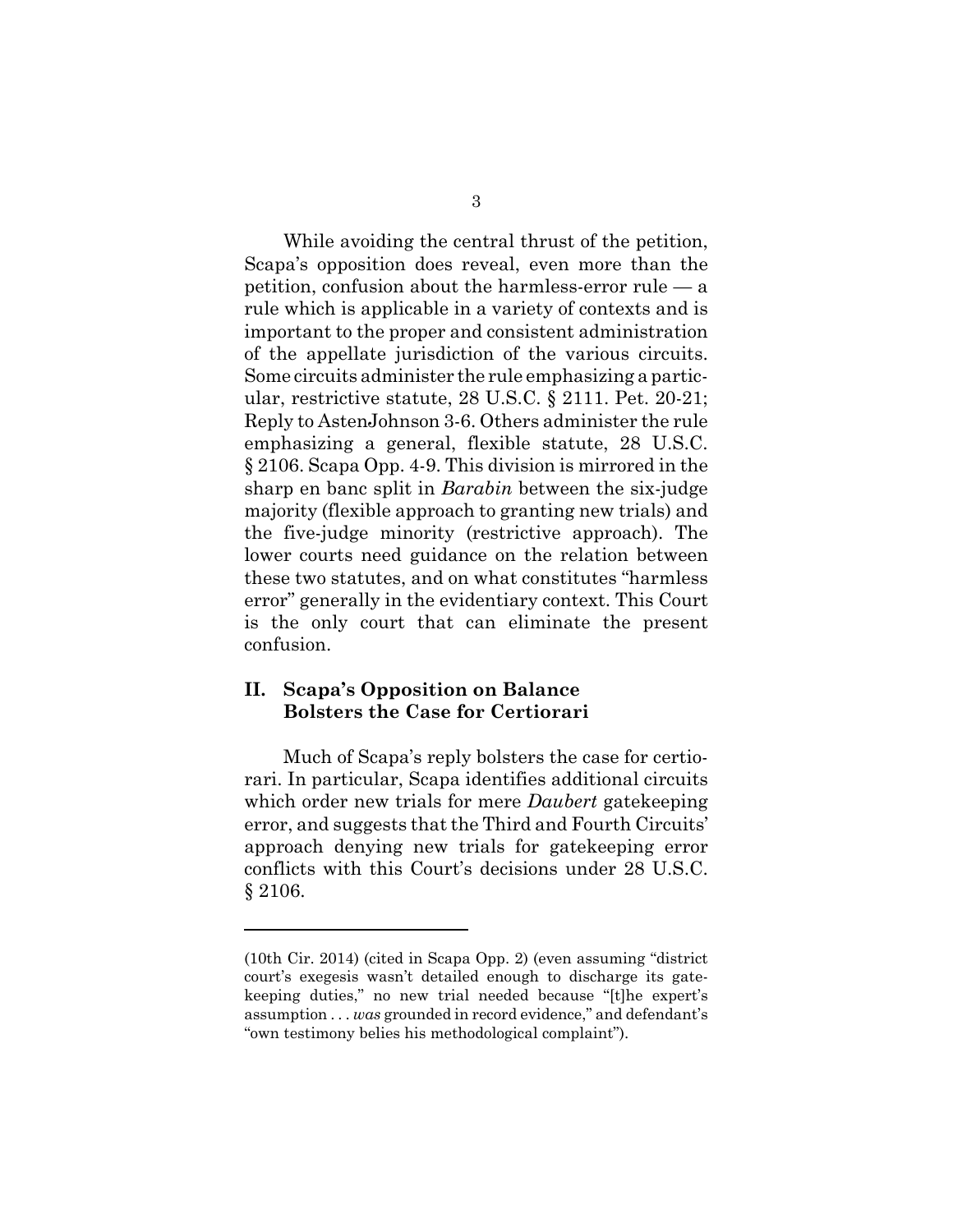While avoiding the central thrust of the petition, Scapa's opposition does reveal, even more than the petition, confusion about the harmless-error rule — a rule which is applicable in a variety of contexts and is important to the proper and consistent administration of the appellate jurisdiction of the various circuits. Some circuits administer the rule emphasizing a particular, restrictive statute, 28 U.S.C. § 2111. Pet. 20-21; Reply to AstenJohnson 3-6. Others administer the rule emphasizing a general, flexible statute, 28 U.S.C. § 2106. Scapa Opp. 4-9. This division is mirrored in the sharp en banc split in *Barabin* between the six-judge majority (flexible approach to granting new trials) and the five-judge minority (restrictive approach). The lower courts need guidance on the relation between these two statutes, and on what constitutes "harmless error" generally in the evidentiary context. This Court is the only court that can eliminate the present confusion.

## II. Scapa's Opposition on Balance Bolsters the Case for Certiorari

Much of Scapa's reply bolsters the case for certiorari. In particular, Scapa identifies additional circuits which order new trials for mere *Daubert* gatekeeping error, and suggests that the Third and Fourth Circuits' approach denying new trials for gatekeeping error conflicts with this Court's decisions under 28 U.S.C. § 2106.

---

(10th Cir. 2014) (cited in Scapa Opp. 2) (even assuming "district court's exegesis wasn't detailed enough to discharge its gatekeeping duties," no new trial needed because "[t]he expert's assumption . . . *was* grounded in record evidence," and defendant's "own testimony belies his methodological complaint").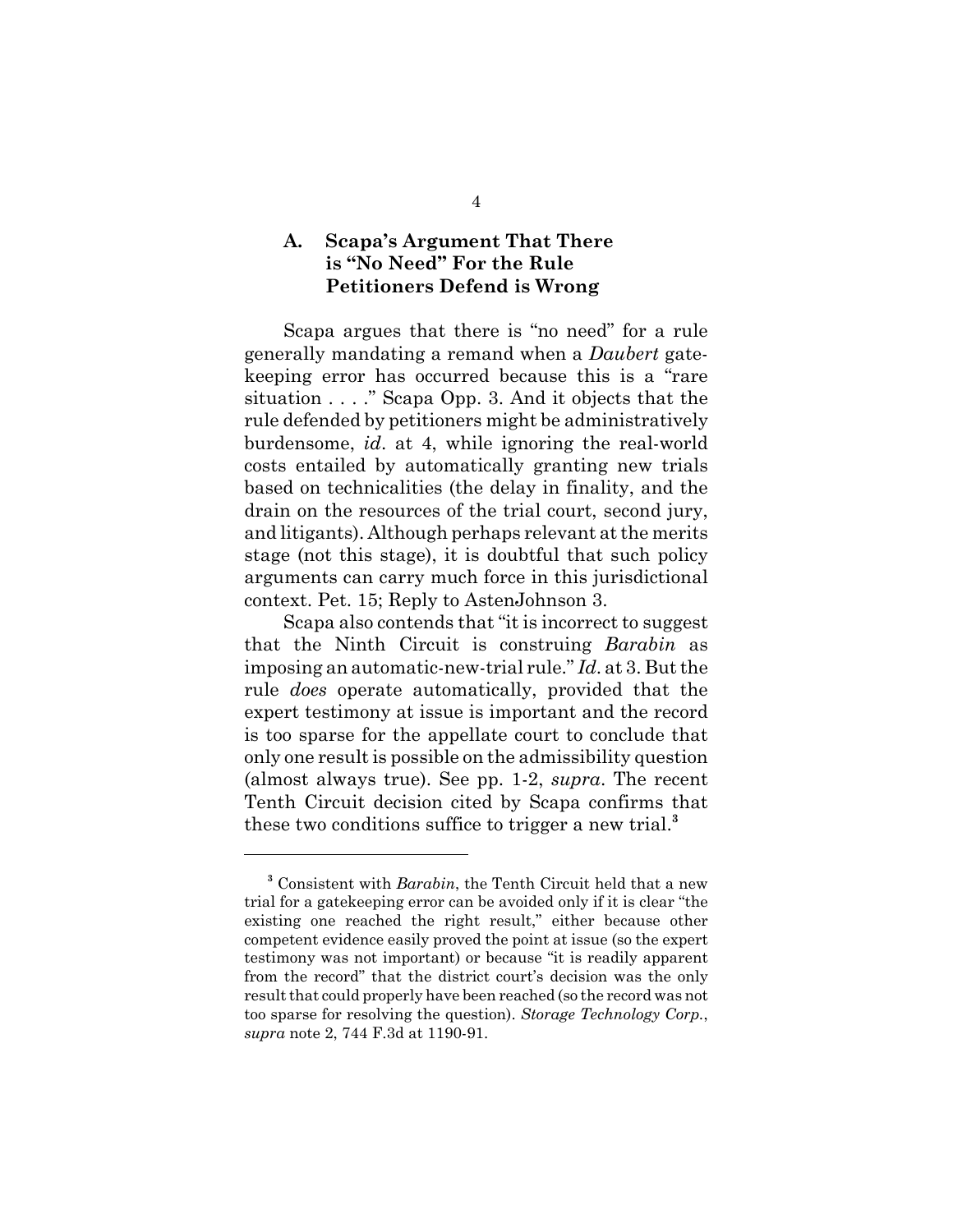### A. Scapa's Argument That There is "No Need" For the Rule Petitioners Defend is Wrong

Scapa argues that there is "no need" for a rule generally mandating a remand when a *Daubert* gatekeeping error has occurred because this is a "rare situation . . . ." Scapa Opp. 3. And it objects that the rule defended by petitioners might be administratively burdensome, *id*. at 4, while ignoring the real-world costs entailed by automatically granting new trials based on technicalities (the delay in finality, and the drain on the resources of the trial court, second jury, and litigants). Although perhaps relevant at the merits stage (not this stage), it is doubtful that such policy arguments can carry much force in this jurisdictional context. Pet. 15; Reply to AstenJohnson 3.

Scapa also contends that "it is incorrect to suggest that the Ninth Circuit is construing *Barabin* as imposing an automatic-new-trial rule." *Id*. at 3. But the rule *does* operate automatically, provided that the expert testimony at issue is important and the record is too sparse for the appellate court to conclude that only one result is possible on the admissibility question (almost always true). See pp. 1-2, *supra*. The recent Tenth Circuit decision cited by Scapa confirms that these two conditions suffice to trigger a new trial.[3]

---

[3] Consistent with *Barabin*, the Tenth Circuit held that a new trial for a gatekeeping error can be avoided only if it is clear "the existing one reached the right result," either because other competent evidence easily proved the point at issue (so the expert testimony was not important) or because "it is readily apparent from the record" that the district court's decision was the only result that could properly have been reached (so the record was not too sparse for resolving the question). *Storage Technology Corp.*, *supra* note 2, 744 F.3d at 1190-91.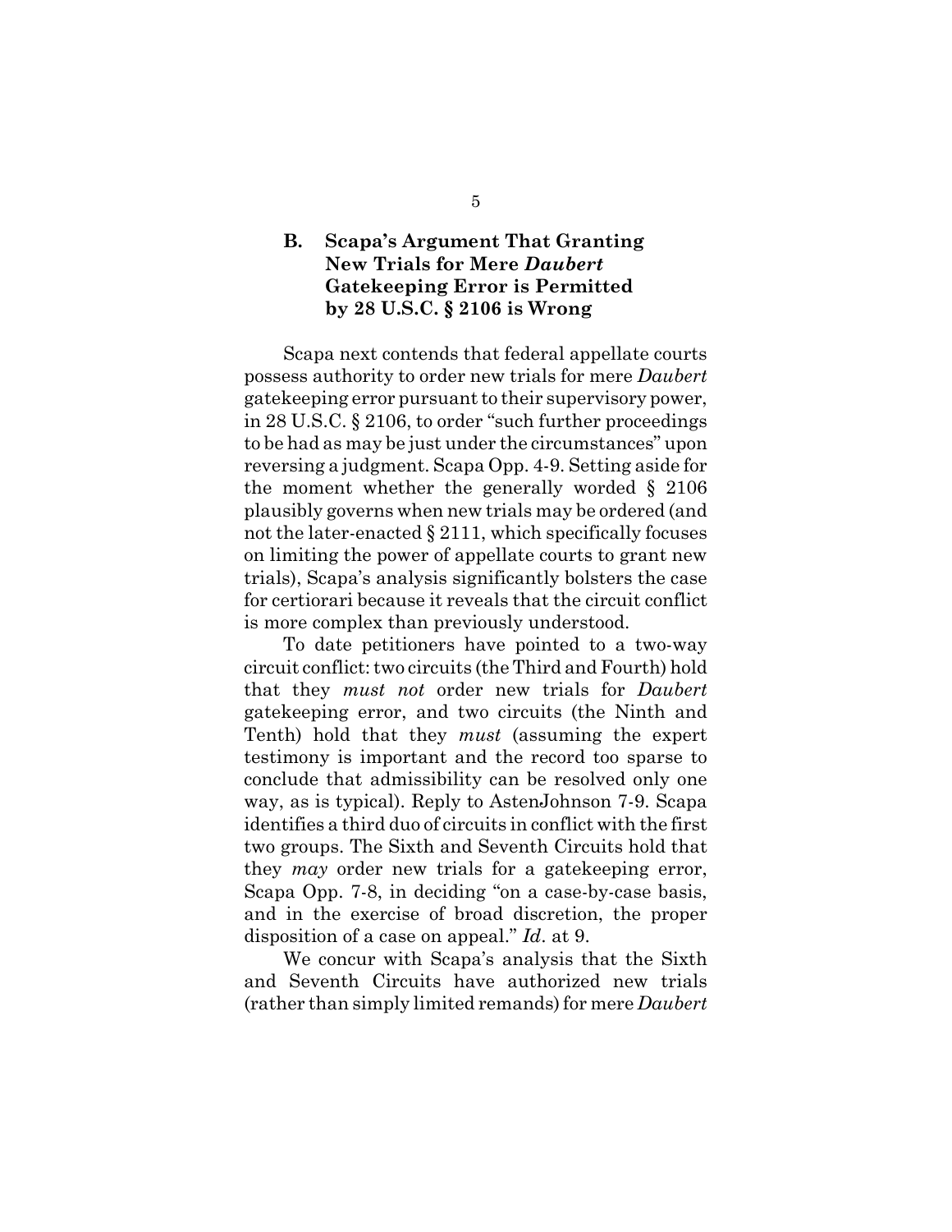### B. Scapa's Argument That Granting New Trials for Mere *Daubert* Gatekeeping Error is Permitted by 28 U.S.C. § 2106 is Wrong

Scapa next contends that federal appellate courts possess authority to order new trials for mere *Daubert* gatekeeping error pursuant to their supervisory power, in 28 U.S.C. § 2106, to order "such further proceedings to be had as may be just under the circumstances" upon reversing a judgment. Scapa Opp. 4-9. Setting aside for the moment whether the generally worded § 2106 plausibly governs when new trials may be ordered (and not the later-enacted § 2111, which specifically focuses on limiting the power of appellate courts to grant new trials), Scapa's analysis significantly bolsters the case for certiorari because it reveals that the circuit conflict is more complex than previously understood.

To date petitioners have pointed to a two-way circuit conflict: two circuits (the Third and Fourth) hold that they *must not* order new trials for *Daubert* gatekeeping error, and two circuits (the Ninth and Tenth) hold that they *must* (assuming the expert testimony is important and the record too sparse to conclude that admissibility can be resolved only one way, as is typical). Reply to AstenJohnson 7-9. Scapa identifies a third duo of circuits in conflict with the first two groups. The Sixth and Seventh Circuits hold that they *may* order new trials for a gatekeeping error, Scapa Opp. 7-8, in deciding "on a case-by-case basis, and in the exercise of broad discretion, the proper disposition of a case on appeal." *Id*. at 9.

We concur with Scapa's analysis that the Sixth and Seventh Circuits have authorized new trials (rather than simply limited remands) for mere *Daubert*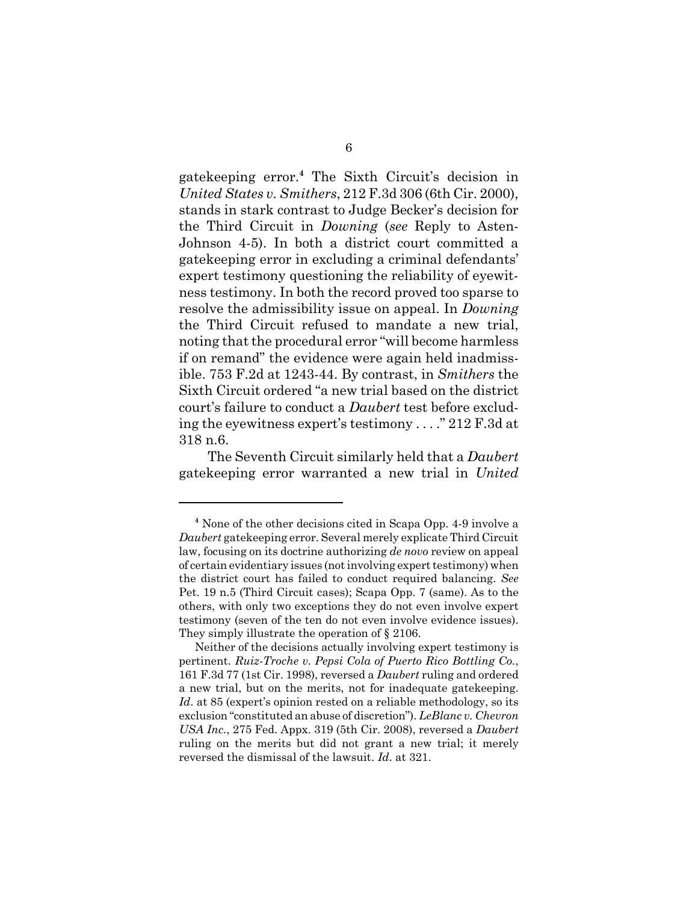gatekeeping error.[4] The Sixth Circuit's decision in *United States v. Smithers*, 212 F.3d 306 (6th Cir. 2000), stands in stark contrast to Judge Becker's decision for the Third Circuit in *Downing* (*see* Reply to Asten-Johnson 4-5). In both a district court committed a gatekeeping error in excluding a criminal defendants' expert testimony questioning the reliability of eyewitness testimony. In both the record proved too sparse to resolve the admissibility issue on appeal. In *Downing* the Third Circuit refused to mandate a new trial, noting that the procedural error "will become harmless if on remand" the evidence were again held inadmissible. 753 F.2d at 1243-44. By contrast, in *Smithers* the Sixth Circuit ordered "a new trial based on the district court's failure to conduct a *Daubert* test before excluding the eyewitness expert's testimony . . . ." 212 F.3d at 318 n.6.

The Seventh Circuit similarly held that a *Daubert* gatekeeping error warranted a new trial in *United*

---

[4] None of the other decisions cited in Scapa Opp. 4-9 involve a *Daubert* gatekeeping error. Several merely explicate Third Circuit law, focusing on its doctrine authorizing *de novo* review on appeal of certain evidentiary issues (not involving expert testimony) when the district court has failed to conduct required balancing. *See* Pet. 19 n.5 (Third Circuit cases); Scapa Opp. 7 (same). As to the others, with only two exceptions they do not even involve expert testimony (seven of the ten do not even involve evidence issues). They simply illustrate the operation of § 2106.

Neither of the decisions actually involving expert testimony is pertinent. *Ruiz-Troche v. Pepsi Cola of Puerto Rico Bottling Co.*, 161 F.3d 77 (1st Cir. 1998), reversed a *Daubert* ruling and ordered a new trial, but on the merits, not for inadequate gatekeeping. *Id*. at 85 (expert's opinion rested on a reliable methodology, so its exclusion "constituted an abuse of discretion"). *LeBlanc v. Chevron USA Inc.*, 275 Fed. Appx. 319 (5th Cir. 2008), reversed a *Daubert* ruling on the merits but did not grant a new trial; it merely reversed the dismissal of the lawsuit. *Id*. at 321.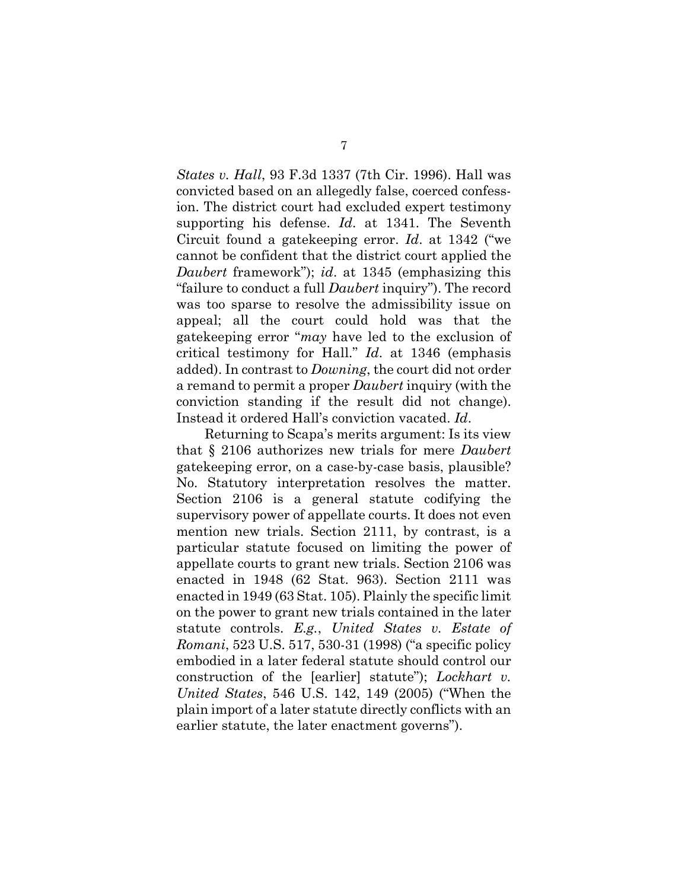*States v. Hall*, 93 F.3d 1337 (7th Cir. 1996). Hall was convicted based on an allegedly false, coerced confession. The district court had excluded expert testimony supporting his defense. *Id*. at 1341. The Seventh Circuit found a gatekeeping error. *Id*. at 1342 ("we cannot be confident that the district court applied the *Daubert* framework"); *id*. at 1345 (emphasizing this "failure to conduct a full *Daubert* inquiry"). The record was too sparse to resolve the admissibility issue on appeal; all the court could hold was that the gatekeeping error "*may* have led to the exclusion of critical testimony for Hall." *Id*. at 1346 (emphasis added). In contrast to *Downing*, the court did not order a remand to permit a proper *Daubert* inquiry (with the conviction standing if the result did not change). Instead it ordered Hall's conviction vacated. *Id*.

Returning to Scapa's merits argument: Is its view that § 2106 authorizes new trials for mere *Daubert* gatekeeping error, on a case-by-case basis, plausible? No. Statutory interpretation resolves the matter. Section 2106 is a general statute codifying the supervisory power of appellate courts. It does not even mention new trials. Section 2111, by contrast, is a particular statute focused on limiting the power of appellate courts to grant new trials. Section 2106 was enacted in 1948 (62 Stat. 963). Section 2111 was enacted in 1949 (63 Stat. 105). Plainly the specific limit on the power to grant new trials contained in the later statute controls. *E.g.*, *United States v. Estate of Romani*, 523 U.S. 517, 530-31 (1998) ("a specific policy embodied in a later federal statute should control our construction of the [earlier] statute"); *Lockhart v. United States*, 546 U.S. 142, 149 (2005) ("When the plain import of a later statute directly conflicts with an earlier statute, the later enactment governs").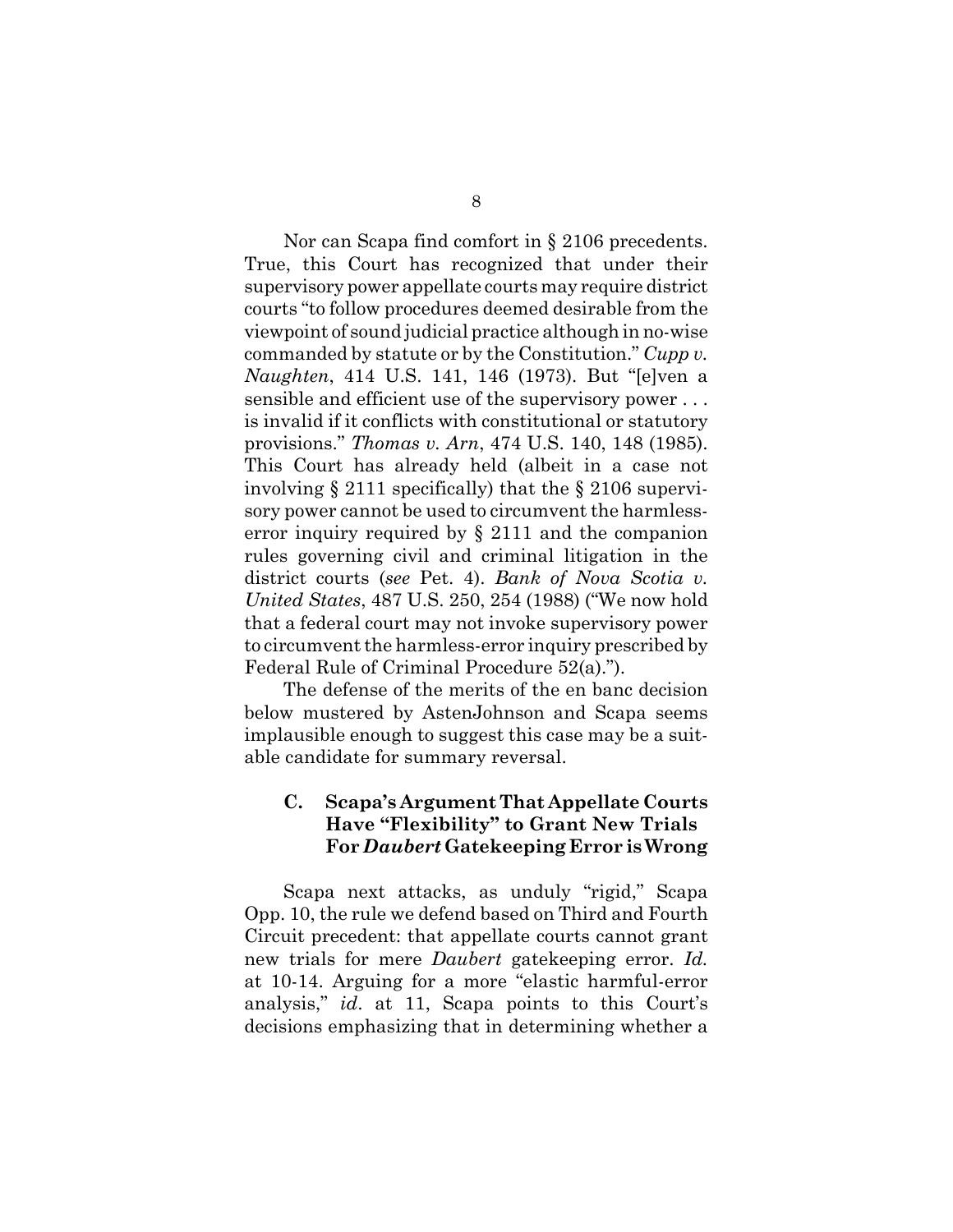Nor can Scapa find comfort in § 2106 precedents. True, this Court has recognized that under their supervisory power appellate courts may require district courts "to follow procedures deemed desirable from the viewpoint of sound judicial practice although in no-wise commanded by statute or by the Constitution." *Cupp v. Naughten*, 414 U.S. 141, 146 (1973). But "[e]ven a sensible and efficient use of the supervisory power . . . is invalid if it conflicts with constitutional or statutory provisions." *Thomas v. Arn*, 474 U.S. 140, 148 (1985). This Court has already held (albeit in a case not involving § 2111 specifically) that the § 2106 supervisory power cannot be used to circumvent the harmless-error inquiry required by § 2111 and the companion rules governing civil and criminal litigation in the district courts (*see* Pet. 4). *Bank of Nova Scotia v. United States*, 487 U.S. 250, 254 (1988) ("We now hold that a federal court may not invoke supervisory power to circumvent the harmless-error inquiry prescribed by Federal Rule of Criminal Procedure 52(a).").

The defense of the merits of the en banc decision below mustered by AstenJohnson and Scapa seems implausible enough to suggest this case may be a suitable candidate for summary reversal.

### C. Scapa's Argument That Appellate Courts Have "Flexibility" to Grant New Trials For *Daubert* Gatekeeping Error is Wrong

Scapa next attacks, as unduly "rigid," Scapa Opp. 10, the rule we defend based on Third and Fourth Circuit precedent: that appellate courts cannot grant new trials for mere *Daubert* gatekeeping error. *Id.* at 10-14. Arguing for a more "elastic harmful-error analysis," *id*. at 11, Scapa points to this Court's decisions emphasizing that in determining whether a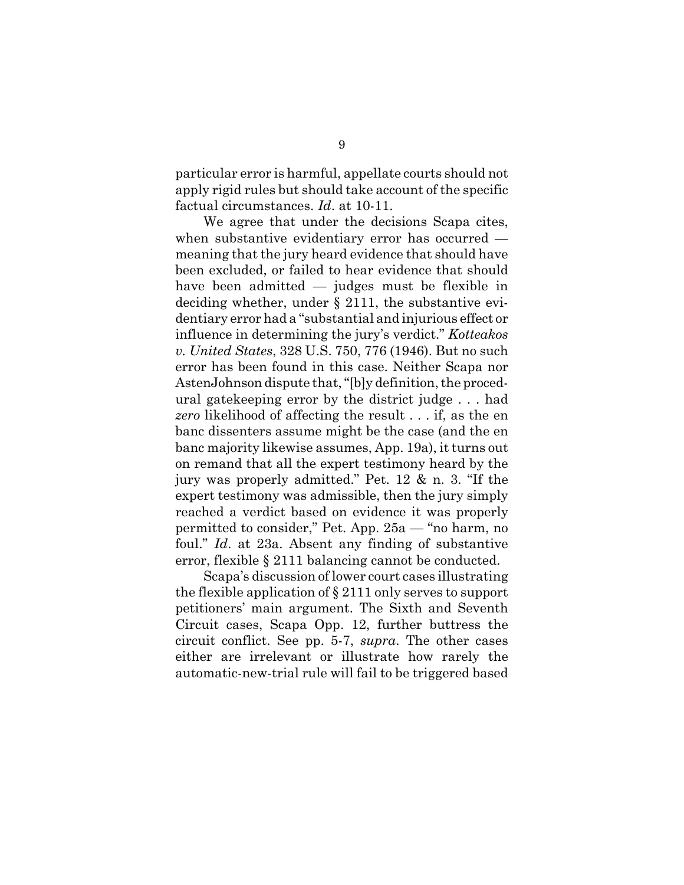particular error is harmful, appellate courts should not apply rigid rules but should take account of the specific factual circumstances. *Id*. at 10-11.

We agree that under the decisions Scapa cites, when substantive evidentiary error has occurred — meaning that the jury heard evidence that should have been excluded, or failed to hear evidence that should have been admitted — judges must be flexible in deciding whether, under § 2111, the substantive evidentiary error had a "substantial and injurious effect or influence in determining the jury's verdict." *Kotteakos v. United States*, 328 U.S. 750, 776 (1946). But no such error has been found in this case. Neither Scapa nor AstenJohnson dispute that, "[b]y definition, the procedural gatekeeping error by the district judge . . . had *zero* likelihood of affecting the result . . . if, as the en banc dissenters assume might be the case (and the en banc majority likewise assumes, App. 19a), it turns out on remand that all the expert testimony heard by the jury was properly admitted." Pet. 12 & n. 3. "If the expert testimony was admissible, then the jury simply reached a verdict based on evidence it was properly permitted to consider," Pet. App. 25a — "no harm, no foul." *Id*. at 23a. Absent any finding of substantive error, flexible § 2111 balancing cannot be conducted.

Scapa's discussion of lower court cases illustrating the flexible application of § 2111 only serves to support petitioners' main argument. The Sixth and Seventh Circuit cases, Scapa Opp. 12, further buttress the circuit conflict. See pp. 5-7, *supra*. The other cases either are irrelevant or illustrate how rarely the automatic-new-trial rule will fail to be triggered based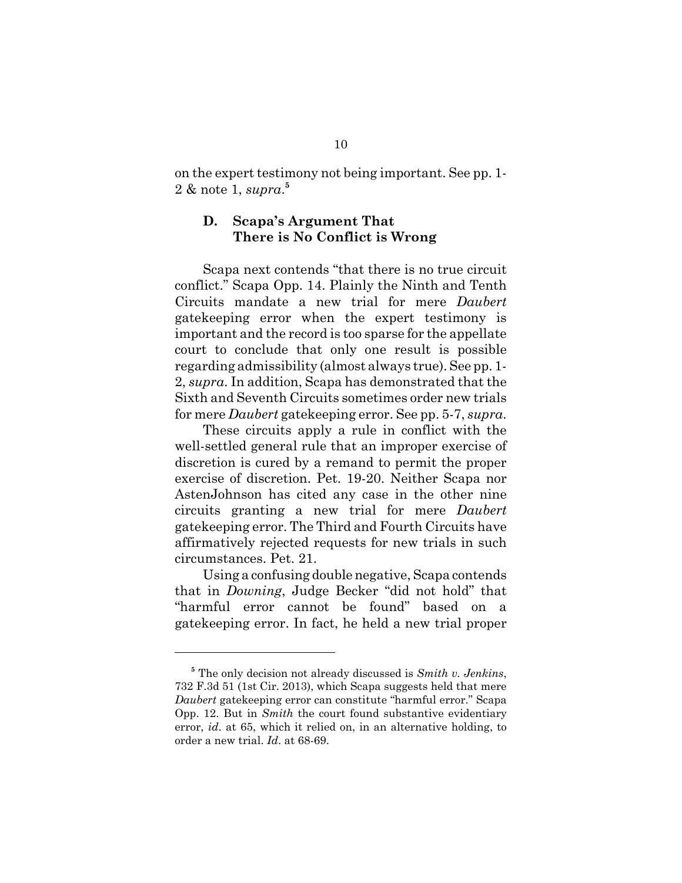on the expert testimony not being important. See pp. 1-2 & note 1, *supra*.[5]

### D. Scapa's Argument That There is No Conflict is Wrong

Scapa next contends "that there is no true circuit conflict." Scapa Opp. 14. Plainly the Ninth and Tenth Circuits mandate a new trial for mere *Daubert* gatekeeping error when the expert testimony is important and the record is too sparse for the appellate court to conclude that only one result is possible regarding admissibility (almost always true). See pp. 1-2, *supra*. In addition, Scapa has demonstrated that the Sixth and Seventh Circuits sometimes order new trials for mere *Daubert* gatekeeping error. See pp. 5-7, *supra*.

These circuits apply a rule in conflict with the well-settled general rule that an improper exercise of discretion is cured by a remand to permit the proper exercise of discretion. Pet. 19-20. Neither Scapa nor AstenJohnson has cited any case in the other nine circuits granting a new trial for mere *Daubert* gatekeeping error. The Third and Fourth Circuits have affirmatively rejected requests for new trials in such circumstances. Pet. 21.

Using a confusing double negative, Scapa contends that in *Downing*, Judge Becker "did not hold" that "harmful error cannot be found" based on a gatekeeping error. In fact, he held a new trial proper

---

[5] The only decision not already discussed is *Smith v. Jenkins*, 732 F.3d 51 (1st Cir. 2013), which Scapa suggests held that mere *Daubert* gatekeeping error can constitute "harmful error." Scapa Opp. 12. But in *Smith* the court found substantive evidentiary error, *id*. at 65, which it relied on, in an alternative holding, to order a new trial. *Id*. at 68-69.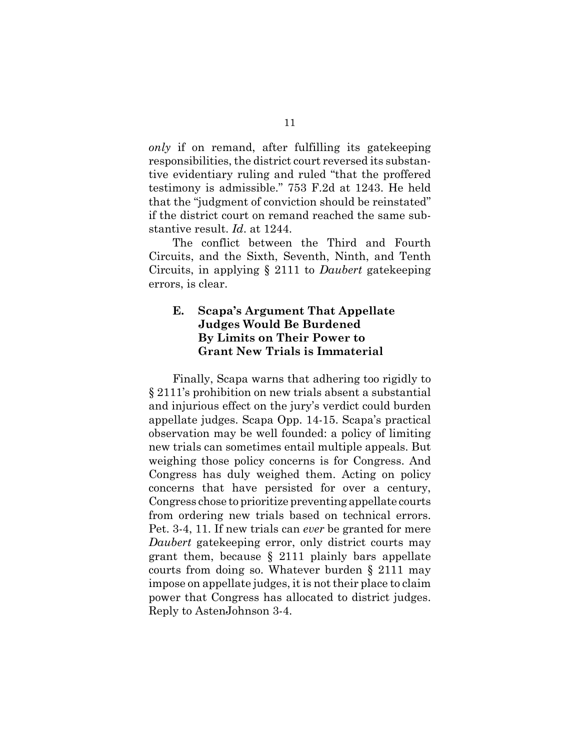*only* if on remand, after fulfilling its gatekeeping responsibilities, the district court reversed its substantive evidentiary ruling and ruled "that the proffered testimony is admissible." 753 F.2d at 1243. He held that the "judgment of conviction should be reinstated" if the district court on remand reached the same substantive result. *Id*. at 1244.

The conflict between the Third and Fourth Circuits, and the Sixth, Seventh, Ninth, and Tenth Circuits, in applying § 2111 to *Daubert* gatekeeping errors, is clear.

### E. Scapa's Argument That Appellate Judges Would Be Burdened By Limits on Their Power to Grant New Trials is Immaterial

Finally, Scapa warns that adhering too rigidly to § 2111's prohibition on new trials absent a substantial and injurious effect on the jury's verdict could burden appellate judges. Scapa Opp. 14-15. Scapa's practical observation may be well founded: a policy of limiting new trials can sometimes entail multiple appeals. But weighing those policy concerns is for Congress. And Congress has duly weighed them. Acting on policy concerns that have persisted for over a century, Congress chose to prioritize preventing appellate courts from ordering new trials based on technical errors. Pet. 3-4, 11. If new trials can *ever* be granted for mere *Daubert* gatekeeping error, only district courts may grant them, because § 2111 plainly bars appellate courts from doing so. Whatever burden § 2111 may impose on appellate judges, it is not their place to claim power that Congress has allocated to district judges. Reply to AstenJohnson 3-4.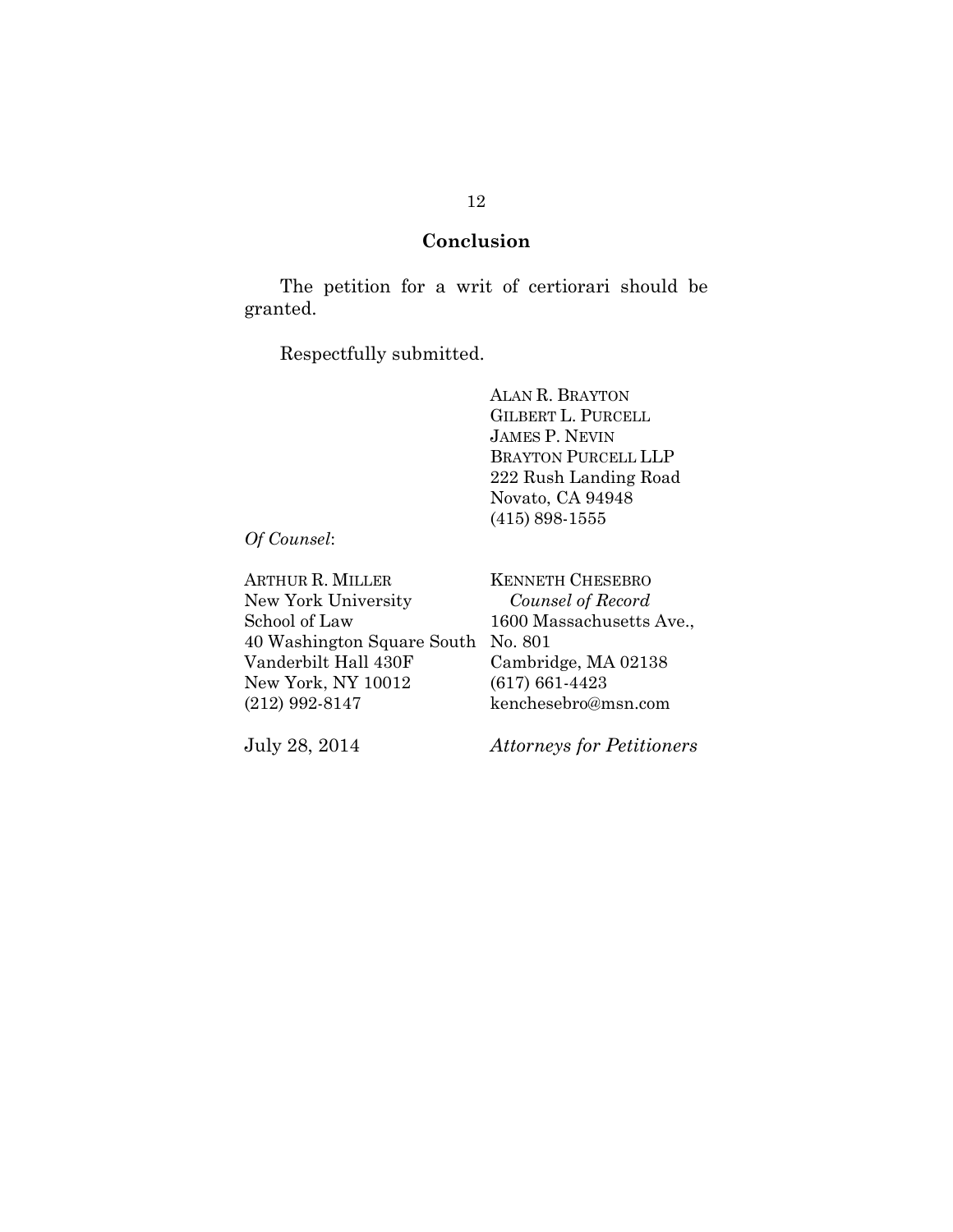## Conclusion

The petition for a writ of certiorari should be granted.

Respectfully submitted.

ALAN R. BRAYTON
GILBERT L. PURCELL
JAMES P. NEVIN
BRAYTON PURCELL LLP
222 Rush Landing Road
Novato, CA 94948
(415) 898-1555

*Of Counsel*:

ARTHUR R. MILLER
New York University
School of Law
40 Washington Square South
Vanderbilt Hall 430F
New York, NY 10012
(212) 992-8147

KENNETH CHESEBRO
*Counsel of Record*
1600 Massachusetts Ave.,
No. 801
Cambridge, MA 02138
(617) 661-4423
kenchesebro@msn.com

July 28, 2014

*Attorneys for Petitioners*